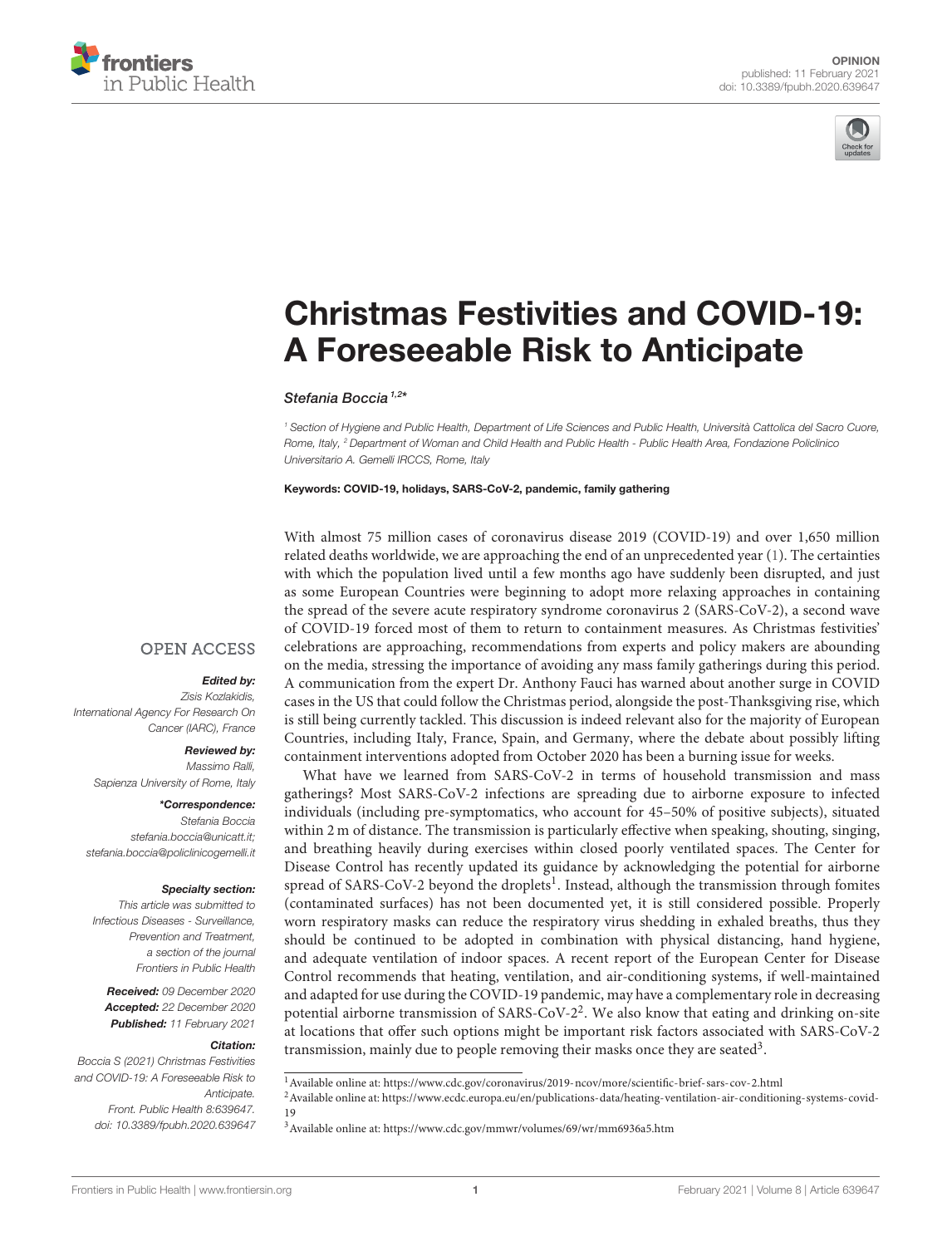OPINION
published: 11 February 2021
doi: 10.3389/fpubh.2020.639647

# Christmas Festivities and COVID-19: A Foreseeable Risk to Anticipate

*Stefania Boccia*[1,2]*

[1] Section of Hygiene and Public Health, Department of Life Sciences and Public Health, Università Cattolica del Sacro Cuore, Rome, Italy, [2] Department of Woman and Child Health and Public Health - Public Health Area, Fondazione Policlinico Universitario A. Gemelli IRCCS, Rome, Italy

**Keywords: COVID-19, holidays, SARS-CoV-2, pandemic, family gathering**

OPEN ACCESS

***Edited by:***
Zisis Kozlakidis,
International Agency For Research On Cancer (IARC), France

***Reviewed by:***
Massimo Ralli,
Sapienza University of Rome, Italy

****Correspondence:***
Stefania Boccia
stefania.boccia@unicatt.it;
stefania.boccia@policlinicogemelli.it

***Specialty section:***
This article was submitted to Infectious Diseases - Surveillance, Prevention and Treatment, a section of the journal Frontiers in Public Health

***Received:*** 09 December 2020
***Accepted:*** 22 December 2020
***Published:*** 11 February 2021

***Citation:***
Boccia S (2021) Christmas Festivities and COVID-19: A Foreseeable Risk to Anticipate. Front. Public Health 8:639647. doi: 10.3389/fpubh.2020.639647

With almost 75 million cases of coronavirus disease 2019 (COVID-19) and over 1,650 million related deaths worldwide, we are approaching the end of an unprecedented year (1). The certainties with which the population lived until a few months ago have suddenly been disrupted, and just as some European Countries were beginning to adopt more relaxing approaches in containing the spread of the severe acute respiratory syndrome coronavirus 2 (SARS-CoV-2), a second wave of COVID-19 forced most of them to return to containment measures. As Christmas festivities' celebrations are approaching, recommendations from experts and policy makers are abounding on the media, stressing the importance of avoiding any mass family gatherings during this period. A communication from the expert Dr. Anthony Fauci has warned about another surge in COVID cases in the US that could follow the Christmas period, alongside the post-Thanksgiving rise, which is still being currently tackled. This discussion is indeed relevant also for the majority of European Countries, including Italy, France, Spain, and Germany, where the debate about possibly lifting containment interventions adopted from October 2020 has been a burning issue for weeks.

What have we learned from SARS-CoV-2 in terms of household transmission and mass gatherings? Most SARS-CoV-2 infections are spreading due to airborne exposure to infected individuals (including pre-symptomatics, who account for 45–50% of positive subjects), situated within 2 m of distance. The transmission is particularly effective when speaking, shouting, singing, and breathing heavily during exercises within closed poorly ventilated spaces. The Center for Disease Control has recently updated its guidance by acknowledging the potential for airborne spread of SARS-CoV-2 beyond the droplets[1]. Instead, although the transmission through fomites (contaminated surfaces) has not been documented yet, it is still considered possible. Properly worn respiratory masks can reduce the respiratory virus shedding in exhaled breaths, thus they should be continued to be adopted in combination with physical distancing, hand hygiene, and adequate ventilation of indoor spaces. A recent report of the European Center for Disease Control recommends that heating, ventilation, and air-conditioning systems, if well-maintained and adapted for use during the COVID-19 pandemic, may have a complementary role in decreasing potential airborne transmission of SARS-CoV-2[2]. We also know that eating and drinking on-site at locations that offer such options might be important risk factors associated with SARS-CoV-2 transmission, mainly due to people removing their masks once they are seated[3].

[1] Available online at: https://www.cdc.gov/coronavirus/2019-ncov/more/scientific-brief-sars-cov-2.html
[2] Available online at: https://www.ecdc.europa.eu/en/publications-data/heating-ventilation-air-conditioning-systems-covid-19
[3] Available online at: https://www.cdc.gov/mmwr/volumes/69/wr/mm6936a5.htm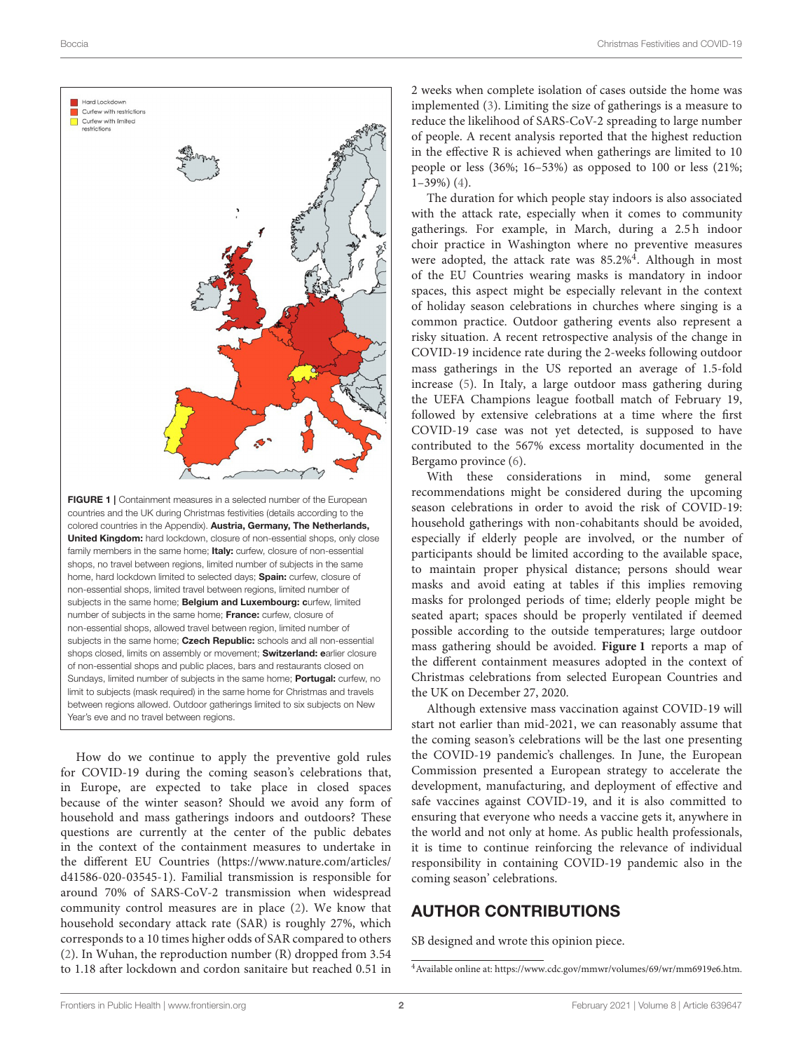Hard Lockdown

Curfew with restrictions

Curfew with limited restrictions

**FIGURE 1 |** Containment measures in a selected number of the European countries and the UK during Christmas festivities (details according to the colored countries in the Appendix). **Austria, Germany, The Netherlands, United Kingdom:** hard lockdown, closure of non-essential shops, only close family members in the same home; **Italy:** curfew, closure of non-essential shops, no travel between regions, limited number of subjects in the same home, hard lockdown limited to selected days; **Spain:** curfew, closure of non-essential shops, limited travel between regions, limited number of subjects in the same home; **Belgium and Luxembourg: c**urfew, limited number of subjects in the same home; **France:** curfew, closure of non-essential shops, allowed travel between region, limited number of subjects in the same home; **Czech Republic:** schools and all non-essential shops closed, limits on assembly or movement; **Switzerland: e**arlier closure of non-essential shops and public places, bars and restaurants closed on Sundays, limited number of subjects in the same home; **Portugal:** curfew, no limit to subjects (mask required) in the same home for Christmas and travels between regions allowed. Outdoor gatherings limited to six subjects on New Year's eve and no travel between regions.

How do we continue to apply the preventive gold rules for COVID-19 during the coming season's celebrations that, in Europe, are expected to take place in closed spaces because of the winter season? Should we avoid any form of household and mass gatherings indoors and outdoors? These questions are currently at the center of the public debates in the context of the containment measures to undertake in the different EU Countries (https://www.nature.com/articles/d41586-020-03545-1). Familial transmission is responsible for around 70% of SARS-CoV-2 transmission when widespread community control measures are in place (2). We know that household secondary attack rate (SAR) is roughly 27%, which corresponds to a 10 times higher odds of SAR compared to others (2). In Wuhan, the reproduction number (R) dropped from 3.54 to 1.18 after lockdown and cordon sanitaire but reached 0.51 in 2 weeks when complete isolation of cases outside the home was implemented (3). Limiting the size of gatherings is a measure to reduce the likelihood of SARS-CoV-2 spreading to large number of people. A recent analysis reported that the highest reduction in the effective R is achieved when gatherings are limited to 10 people or less (36%; 16–53%) as opposed to 100 or less (21%; 1–39%) (4).

The duration for which people stay indoors is also associated with the attack rate, especially when it comes to community gatherings. For example, in March, during a 2.5 h indoor choir practice in Washington where no preventive measures were adopted, the attack rate was 85.2%[4]. Although in most of the EU Countries wearing masks is mandatory in indoor spaces, this aspect might be especially relevant in the context of holiday season celebrations in churches where singing is a common practice. Outdoor gathering events also represent a risky situation. A recent retrospective analysis of the change in COVID-19 incidence rate during the 2-weeks following outdoor mass gatherings in the US reported an average of 1.5-fold increase (5). In Italy, a large outdoor mass gathering during the UEFA Champions league football match of February 19, followed by extensive celebrations at a time where the first COVID-19 case was not yet detected, is supposed to have contributed to the 567% excess mortality documented in the Bergamo province (6).

With these considerations in mind, some general recommendations might be considered during the upcoming season celebrations in order to avoid the risk of COVID-19: household gatherings with non-cohabitants should be avoided, especially if elderly people are involved, or the number of participants should be limited according to the available space, to maintain proper physical distance; persons should wear masks and avoid eating at tables if this implies removing masks for prolonged periods of time; elderly people might be seated apart; spaces should be properly ventilated if deemed possible according to the outside temperatures; large outdoor mass gathering should be avoided. **Figure 1** reports a map of the different containment measures adopted in the context of Christmas celebrations from selected European Countries and the UK on December 27, 2020.

Although extensive mass vaccination against COVID-19 will start not earlier than mid-2021, we can reasonably assume that the coming season's celebrations will be the last one presenting the COVID-19 pandemic's challenges. In June, the European Commission presented a European strategy to accelerate the development, manufacturing, and deployment of effective and safe vaccines against COVID-19, and it is also committed to ensuring that everyone who needs a vaccine gets it, anywhere in the world and not only at home. As public health professionals, it is time to continue reinforcing the relevance of individual responsibility in containing COVID-19 pandemic also in the coming season' celebrations.

## AUTHOR CONTRIBUTIONS

SB designed and wrote this opinion piece.

[4] Available online at: https://www.cdc.gov/mmwr/volumes/69/wr/mm6919e6.htm.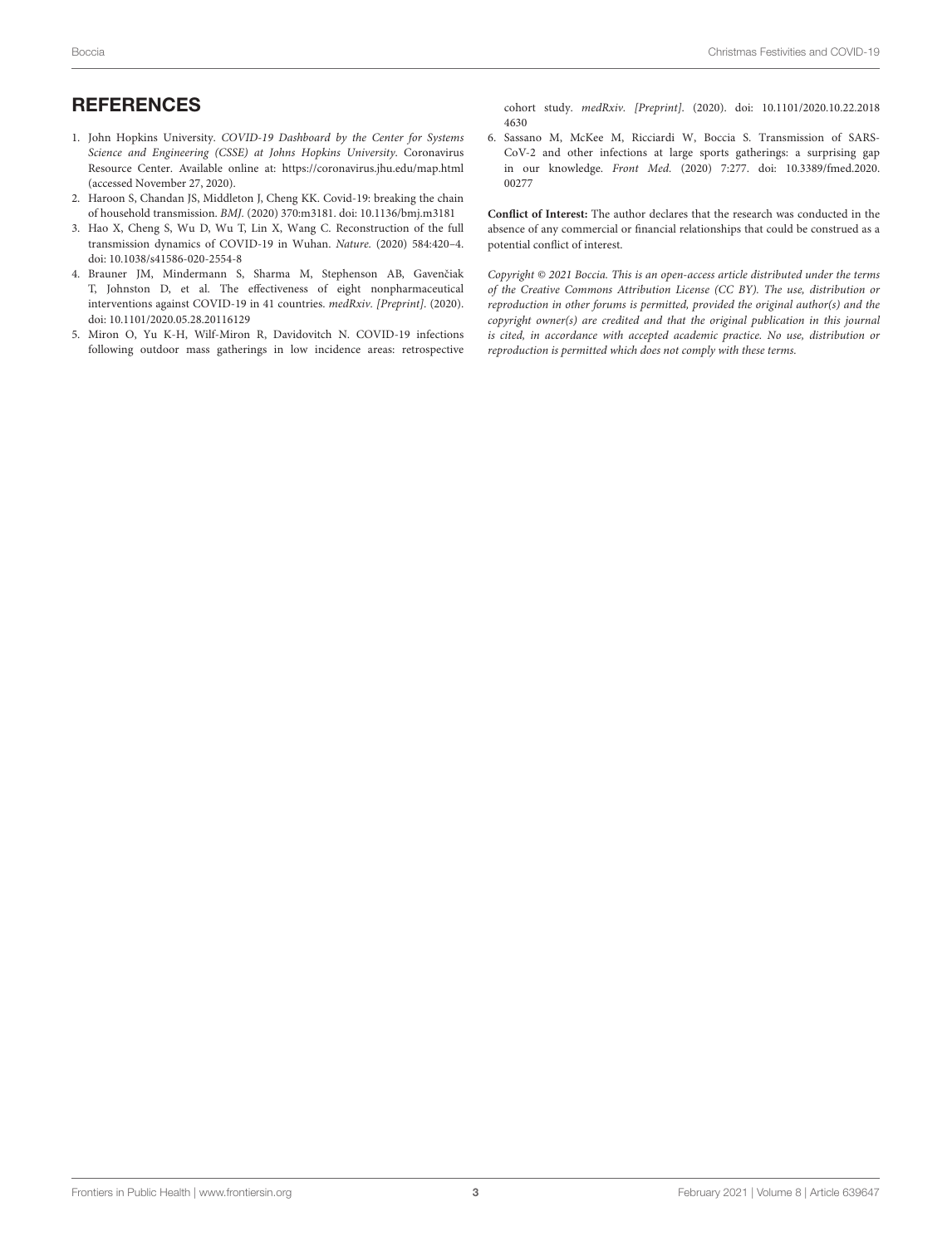## REFERENCES

1. John Hopkins University. *COVID-19 Dashboard by the Center for Systems Science and Engineering (CSSE) at Johns Hopkins University*. Coronavirus Resource Center. Available online at: https://coronavirus.jhu.edu/map.html (accessed November 27, 2020).
2. Haroon S, Chandan JS, Middleton J, Cheng KK. Covid-19: breaking the chain of household transmission. *BMJ*. (2020) 370:m3181. doi: 10.1136/bmj.m3181
3. Hao X, Cheng S, Wu D, Wu T, Lin X, Wang C. Reconstruction of the full transmission dynamics of COVID-19 in Wuhan. *Nature*. (2020) 584:420–4. doi: 10.1038/s41586-020-2554-8
4. Brauner JM, Mindermann S, Sharma M, Stephenson AB, Gavenčiak T, Johnston D, et al. The effectiveness of eight nonpharmaceutical interventions against COVID-19 in 41 countries. *medRxiv. [Preprint]*. (2020). doi: 10.1101/2020.05.28.20116129
5. Miron O, Yu K-H, Wilf-Miron R, Davidovitch N. COVID-19 infections following outdoor mass gatherings in low incidence areas: retrospective cohort study. *medRxiv. [Preprint]*. (2020). doi: 10.1101/2020.10.22.20184630
6. Sassano M, McKee M, Ricciardi W, Boccia S. Transmission of SARS-CoV-2 and other infections at large sports gatherings: a surprising gap in our knowledge. *Front Med*. (2020) 7:277. doi: 10.3389/fmed.2020.00277

**Conflict of Interest:** The author declares that the research was conducted in the absence of any commercial or financial relationships that could be construed as a potential conflict of interest.

*Copyright © 2021 Boccia. This is an open-access article distributed under the terms of the Creative Commons Attribution License (CC BY). The use, distribution or reproduction in other forums is permitted, provided the original author(s) and the copyright owner(s) are credited and that the original publication in this journal is cited, in accordance with accepted academic practice. No use, distribution or reproduction is permitted which does not comply with these terms.*